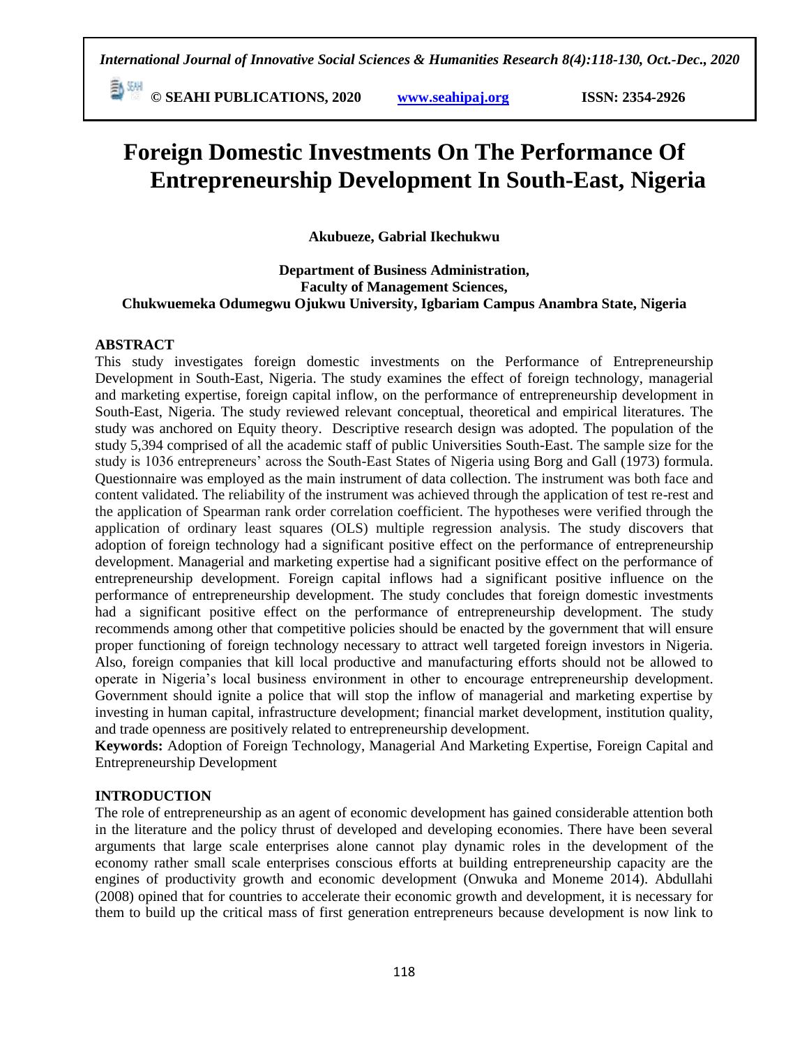# Foreign Domestic Investments On The Performance Of Entrepreneurship Development In South-East, Nigeria

**Akubueze, Gabrial Ikechukwu**

**Department of Business Administration,**
**Faculty of Management Sciences,**
**Chukwuemeka Odumegwu Ojukwu University, Igbariam Campus Anambra State, Nigeria**

## ABSTRACT

This study investigates foreign domestic investments on the Performance of Entrepreneurship Development in South-East, Nigeria. The study examines the effect of foreign technology, managerial and marketing expertise, foreign capital inflow, on the performance of entrepreneurship development in South-East, Nigeria. The study reviewed relevant conceptual, theoretical and empirical literatures. The study was anchored on Equity theory. Descriptive research design was adopted. The population of the study 5,394 comprised of all the academic staff of public Universities South-East. The sample size for the study is 1036 entrepreneurs' across the South-East States of Nigeria using Borg and Gall (1973) formula. Questionnaire was employed as the main instrument of data collection. The instrument was both face and content validated. The reliability of the instrument was achieved through the application of test re-rest and the application of Spearman rank order correlation coefficient. The hypotheses were verified through the application of ordinary least squares (OLS) multiple regression analysis. The study discovers that adoption of foreign technology had a significant positive effect on the performance of entrepreneurship development. Managerial and marketing expertise had a significant positive effect on the performance of entrepreneurship development. Foreign capital inflows had a significant positive influence on the performance of entrepreneurship development. The study concludes that foreign domestic investments had a significant positive effect on the performance of entrepreneurship development. The study recommends among other that competitive policies should be enacted by the government that will ensure proper functioning of foreign technology necessary to attract well targeted foreign investors in Nigeria. Also, foreign companies that kill local productive and manufacturing efforts should not be allowed to operate in Nigeria's local business environment in other to encourage entrepreneurship development. Government should ignite a police that will stop the inflow of managerial and marketing expertise by investing in human capital, infrastructure development; financial market development, institution quality, and trade openness are positively related to entrepreneurship development.

**Keywords:** Adoption of Foreign Technology, Managerial And Marketing Expertise, Foreign Capital and Entrepreneurship Development

## INTRODUCTION

The role of entrepreneurship as an agent of economic development has gained considerable attention both in the literature and the policy thrust of developed and developing economies. There have been several arguments that large scale enterprises alone cannot play dynamic roles in the development of the economy rather small scale enterprises conscious efforts at building entrepreneurship capacity are the engines of productivity growth and economic development (Onwuka and Moneme 2014). Abdullahi (2008) opined that for countries to accelerate their economic growth and development, it is necessary for them to build up the critical mass of first generation entrepreneurs because development is now link to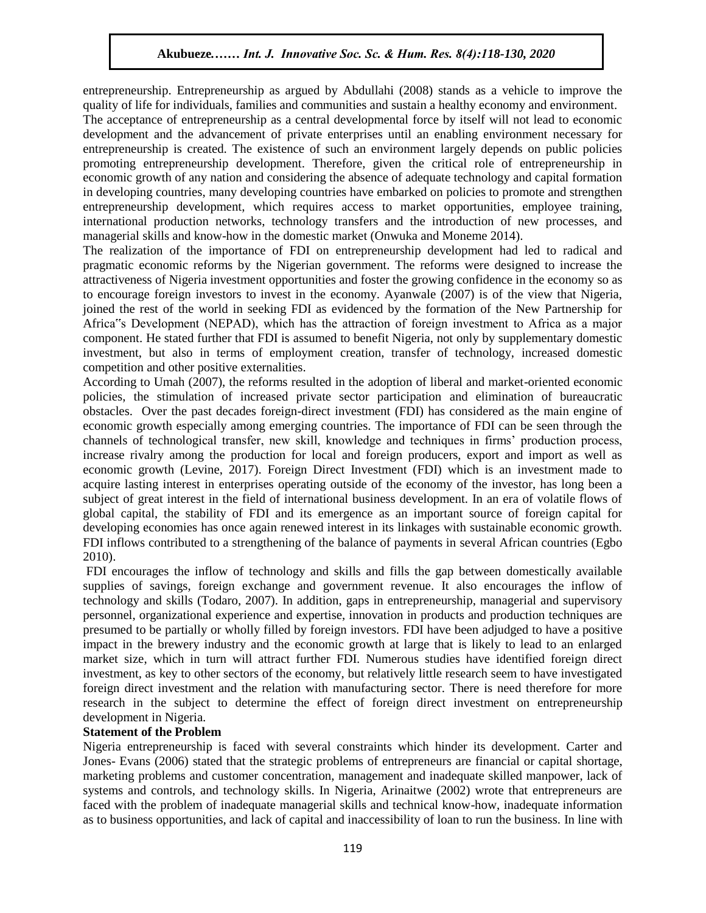entrepreneurship. Entrepreneurship as argued by Abdullahi (2008) stands as a vehicle to improve the quality of life for individuals, families and communities and sustain a healthy economy and environment. The acceptance of entrepreneurship as a central developmental force by itself will not lead to economic development and the advancement of private enterprises until an enabling environment necessary for entrepreneurship is created. The existence of such an environment largely depends on public policies promoting entrepreneurship development. Therefore, given the critical role of entrepreneurship in economic growth of any nation and considering the absence of adequate technology and capital formation in developing countries, many developing countries have embarked on policies to promote and strengthen entrepreneurship development, which requires access to market opportunities, employee training, international production networks, technology transfers and the introduction of new processes, and managerial skills and know-how in the domestic market (Onwuka and Moneme 2014).

The realization of the importance of FDI on entrepreneurship development had led to radical and pragmatic economic reforms by the Nigerian government. The reforms were designed to increase the attractiveness of Nigeria investment opportunities and foster the growing confidence in the economy so as to encourage foreign investors to invest in the economy. Ayanwale (2007) is of the view that Nigeria, joined the rest of the world in seeking FDI as evidenced by the formation of the New Partnership for Africa"s Development (NEPAD), which has the attraction of foreign investment to Africa as a major component. He stated further that FDI is assumed to benefit Nigeria, not only by supplementary domestic investment, but also in terms of employment creation, transfer of technology, increased domestic competition and other positive externalities.

According to Umah (2007), the reforms resulted in the adoption of liberal and market-oriented economic policies, the stimulation of increased private sector participation and elimination of bureaucratic obstacles. Over the past decades foreign-direct investment (FDI) has considered as the main engine of economic growth especially among emerging countries. The importance of FDI can be seen through the channels of technological transfer, new skill, knowledge and techniques in firms' production process, increase rivalry among the production for local and foreign producers, export and import as well as economic growth (Levine, 2017). Foreign Direct Investment (FDI) which is an investment made to acquire lasting interest in enterprises operating outside of the economy of the investor, has long been a subject of great interest in the field of international business development. In an era of volatile flows of global capital, the stability of FDI and its emergence as an important source of foreign capital for developing economies has once again renewed interest in its linkages with sustainable economic growth. FDI inflows contributed to a strengthening of the balance of payments in several African countries (Egbo 2010).

FDI encourages the inflow of technology and skills and fills the gap between domestically available supplies of savings, foreign exchange and government revenue. It also encourages the inflow of technology and skills (Todaro, 2007). In addition, gaps in entrepreneurship, managerial and supervisory personnel, organizational experience and expertise, innovation in products and production techniques are presumed to be partially or wholly filled by foreign investors. FDI have been adjudged to have a positive impact in the brewery industry and the economic growth at large that is likely to lead to an enlarged market size, which in turn will attract further FDI. Numerous studies have identified foreign direct investment, as key to other sectors of the economy, but relatively little research seem to have investigated foreign direct investment and the relation with manufacturing sector. There is need therefore for more research in the subject to determine the effect of foreign direct investment on entrepreneurship development in Nigeria.

**Statement of the Problem**

Nigeria entrepreneurship is faced with several constraints which hinder its development. Carter and Jones- Evans (2006) stated that the strategic problems of entrepreneurs are financial or capital shortage, marketing problems and customer concentration, management and inadequate skilled manpower, lack of systems and controls, and technology skills. In Nigeria, Arinaitwe (2002) wrote that entrepreneurs are faced with the problem of inadequate managerial skills and technical know-how, inadequate information as to business opportunities, and lack of capital and inaccessibility of loan to run the business. In line with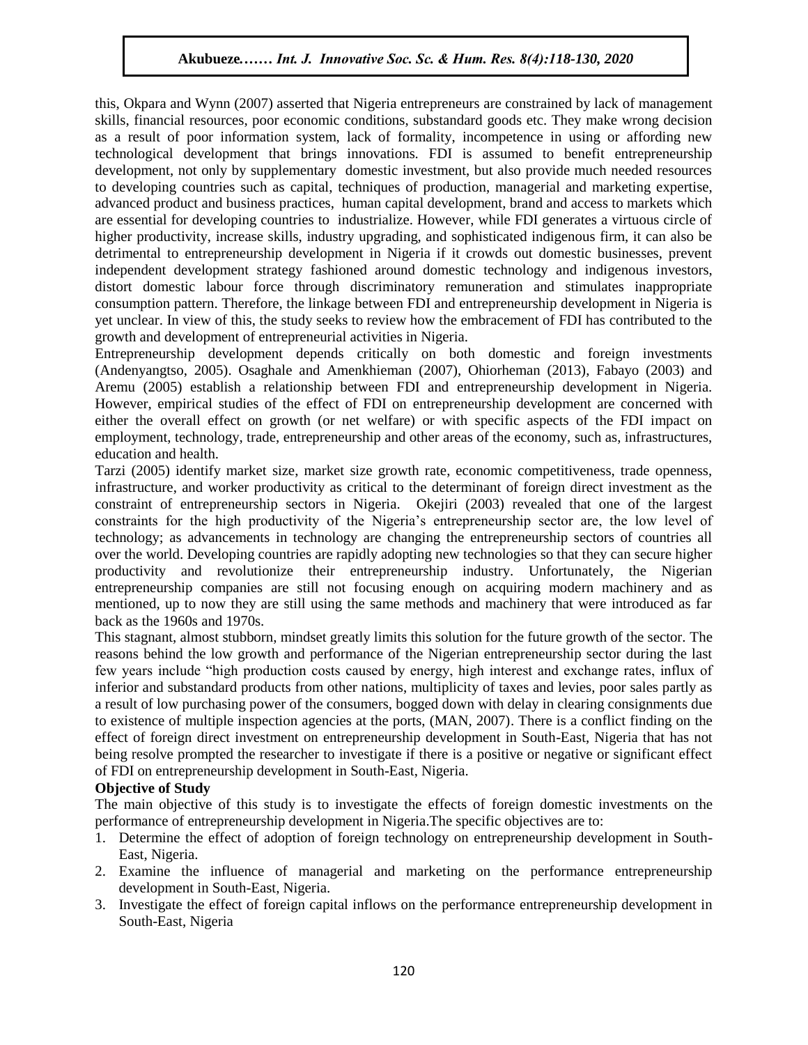this, Okpara and Wynn (2007) asserted that Nigeria entrepreneurs are constrained by lack of management skills, financial resources, poor economic conditions, substandard goods etc. They make wrong decision as a result of poor information system, lack of formality, incompetence in using or affording new technological development that brings innovations. FDI is assumed to benefit entrepreneurship development, not only by supplementary domestic investment, but also provide much needed resources to developing countries such as capital, techniques of production, managerial and marketing expertise, advanced product and business practices, human capital development, brand and access to markets which are essential for developing countries to industrialize. However, while FDI generates a virtuous circle of higher productivity, increase skills, industry upgrading, and sophisticated indigenous firm, it can also be detrimental to entrepreneurship development in Nigeria if it crowds out domestic businesses, prevent independent development strategy fashioned around domestic technology and indigenous investors, distort domestic labour force through discriminatory remuneration and stimulates inappropriate consumption pattern. Therefore, the linkage between FDI and entrepreneurship development in Nigeria is yet unclear. In view of this, the study seeks to review how the embracement of FDI has contributed to the growth and development of entrepreneurial activities in Nigeria.

Entrepreneurship development depends critically on both domestic and foreign investments (Andenyangtso, 2005). Osaghale and Amenkhieman (2007), Ohiorheman (2013), Fabayo (2003) and Aremu (2005) establish a relationship between FDI and entrepreneurship development in Nigeria. However, empirical studies of the effect of FDI on entrepreneurship development are concerned with either the overall effect on growth (or net welfare) or with specific aspects of the FDI impact on employment, technology, trade, entrepreneurship and other areas of the economy, such as, infrastructures, education and health.

Tarzi (2005) identify market size, market size growth rate, economic competitiveness, trade openness, infrastructure, and worker productivity as critical to the determinant of foreign direct investment as the constraint of entrepreneurship sectors in Nigeria. Okejiri (2003) revealed that one of the largest constraints for the high productivity of the Nigeria's entrepreneurship sector are, the low level of technology; as advancements in technology are changing the entrepreneurship sectors of countries all over the world. Developing countries are rapidly adopting new technologies so that they can secure higher productivity and revolutionize their entrepreneurship industry. Unfortunately, the Nigerian entrepreneurship companies are still not focusing enough on acquiring modern machinery and as mentioned, up to now they are still using the same methods and machinery that were introduced as far back as the 1960s and 1970s.

This stagnant, almost stubborn, mindset greatly limits this solution for the future growth of the sector. The reasons behind the low growth and performance of the Nigerian entrepreneurship sector during the last few years include "high production costs caused by energy, high interest and exchange rates, influx of inferior and substandard products from other nations, multiplicity of taxes and levies, poor sales partly as a result of low purchasing power of the consumers, bogged down with delay in clearing consignments due to existence of multiple inspection agencies at the ports, (MAN, 2007). There is a conflict finding on the effect of foreign direct investment on entrepreneurship development in South-East, Nigeria that has not being resolve prompted the researcher to investigate if there is a positive or negative or significant effect of FDI on entrepreneurship development in South-East, Nigeria.

**Objective of Study**

The main objective of this study is to investigate the effects of foreign domestic investments on the performance of entrepreneurship development in Nigeria.The specific objectives are to:

1. Determine the effect of adoption of foreign technology on entrepreneurship development in South-East, Nigeria.
2. Examine the influence of managerial and marketing on the performance entrepreneurship development in South-East, Nigeria.
3. Investigate the effect of foreign capital inflows on the performance entrepreneurship development in South-East, Nigeria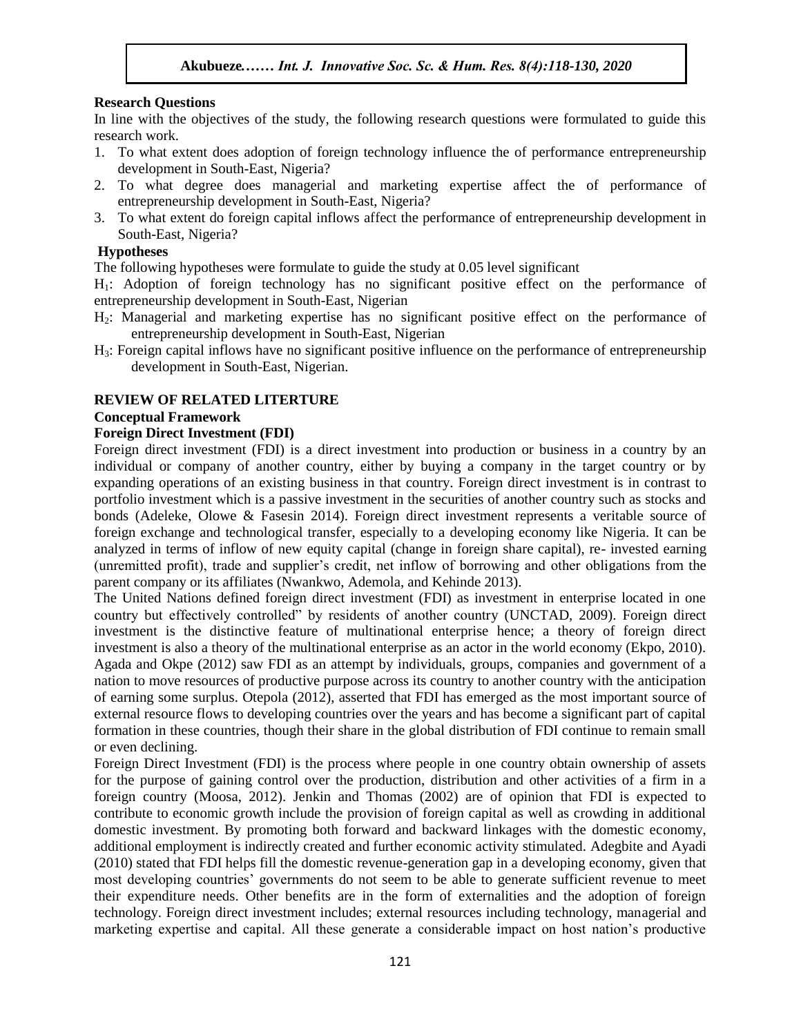### Research Questions

In line with the objectives of the study, the following research questions were formulated to guide this research work.

1. To what extent does adoption of foreign technology influence the of performance entrepreneurship development in South-East, Nigeria?
2. To what degree does managerial and marketing expertise affect the of performance of entrepreneurship development in South-East, Nigeria?
3. To what extent do foreign capital inflows affect the performance of entrepreneurship development in South-East, Nigeria?

### Hypotheses

The following hypotheses were formulate to guide the study at 0.05 level significant

$H_1$: Adoption of foreign technology has no significant positive effect on the performance of entrepreneurship development in South-East, Nigerian

$H_2$: Managerial and marketing expertise has no significant positive effect on the performance of entrepreneurship development in South-East, Nigerian

$H_3$: Foreign capital inflows have no significant positive influence on the performance of entrepreneurship development in South-East, Nigerian.

## REVIEW OF RELATED LITERTURE

### Conceptual Framework

### Foreign Direct Investment (FDI)

Foreign direct investment (FDI) is a direct investment into production or business in a country by an individual or company of another country, either by buying a company in the target country or by expanding operations of an existing business in that country. Foreign direct investment is in contrast to portfolio investment which is a passive investment in the securities of another country such as stocks and bonds (Adeleke, Olowe & Fasesin 2014). Foreign direct investment represents a veritable source of foreign exchange and technological transfer, especially to a developing economy like Nigeria. It can be analyzed in terms of inflow of new equity capital (change in foreign share capital), re- invested earning (unremitted profit), trade and supplier's credit, net inflow of borrowing and other obligations from the parent company or its affiliates (Nwankwo, Ademola, and Kehinde 2013).

The United Nations defined foreign direct investment (FDI) as investment in enterprise located in one country but effectively controlled" by residents of another country (UNCTAD, 2009). Foreign direct investment is the distinctive feature of multinational enterprise hence; a theory of foreign direct investment is also a theory of the multinational enterprise as an actor in the world economy (Ekpo, 2010). Agada and Okpe (2012) saw FDI as an attempt by individuals, groups, companies and government of a nation to move resources of productive purpose across its country to another country with the anticipation of earning some surplus. Otepola (2012), asserted that FDI has emerged as the most important source of external resource flows to developing countries over the years and has become a significant part of capital formation in these countries, though their share in the global distribution of FDI continue to remain small or even declining.

Foreign Direct Investment (FDI) is the process where people in one country obtain ownership of assets for the purpose of gaining control over the production, distribution and other activities of a firm in a foreign country (Moosa, 2002). Jenkin and Thomas (2002) are of opinion that FDI is expected to contribute to economic growth include the provision of foreign capital as well as crowding in additional domestic investment. By promoting both forward and backward linkages with the domestic economy, additional employment is indirectly created and further economic activity stimulated. Adegbite and Ayadi (2010) stated that FDI helps fill the domestic revenue-generation gap in a developing economy, given that most developing countries' governments do not seem to be able to generate sufficient revenue to meet their expenditure needs. Other benefits are in the form of externalities and the adoption of foreign technology. Foreign direct investment includes; external resources including technology, managerial and marketing expertise and capital. All these generate a considerable impact on host nation's productive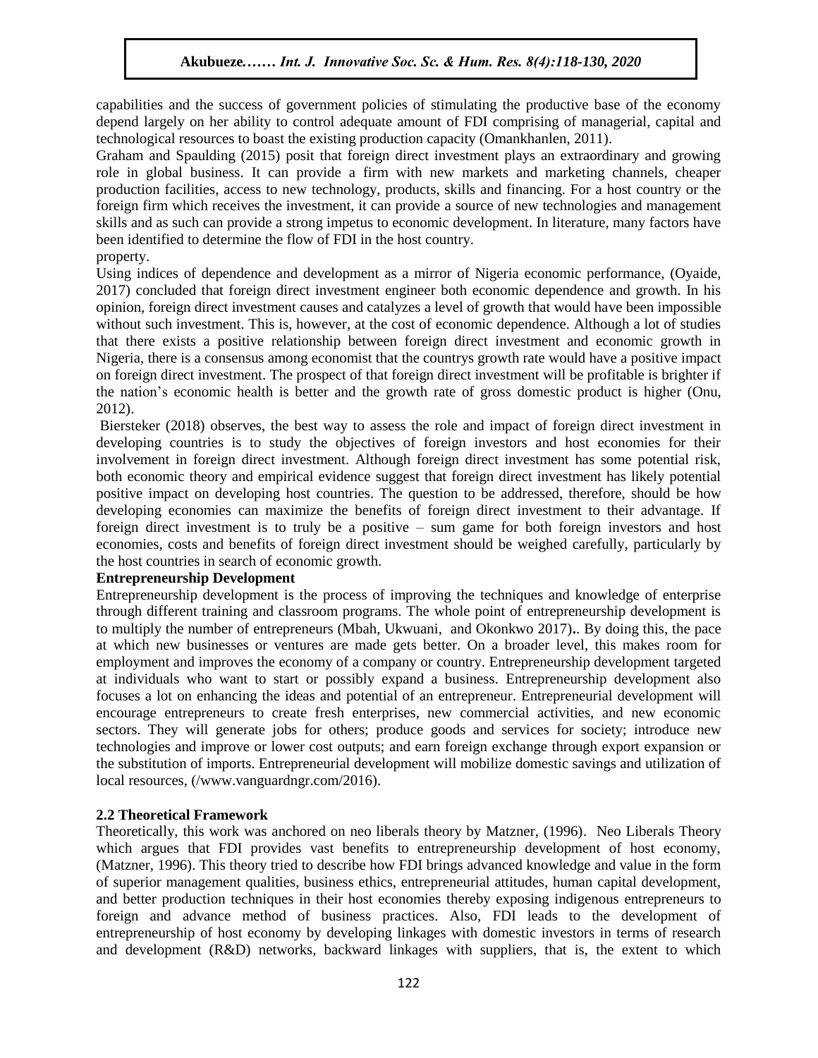capabilities and the success of government policies of stimulating the productive base of the economy depend largely on her ability to control adequate amount of FDI comprising of managerial, capital and technological resources to boast the existing production capacity (Omankhanlen, 2011).

Graham and Spaulding (2015) posit that foreign direct investment plays an extraordinary and growing role in global business. It can provide a firm with new markets and marketing channels, cheaper production facilities, access to new technology, products, skills and financing. For a host country or the foreign firm which receives the investment, it can provide a source of new technologies and management skills and as such can provide a strong impetus to economic development. In literature, many factors have been identified to determine the flow of FDI in the host country.

property.

Using indices of dependence and development as a mirror of Nigeria economic performance, (Oyaide, 2017) concluded that foreign direct investment engineer both economic dependence and growth. In his opinion, foreign direct investment causes and catalyzes a level of growth that would have been impossible without such investment. This is, however, at the cost of economic dependence. Although a lot of studies that there exists a positive relationship between foreign direct investment and economic growth in Nigeria, there is a consensus among economist that the countrys growth rate would have a positive impact on foreign direct investment. The prospect of that foreign direct investment will be profitable is brighter if the nation's economic health is better and the growth rate of gross domestic product is higher (Onu, 2012).

Biersteker (2018) observes, the best way to assess the role and impact of foreign direct investment in developing countries is to study the objectives of foreign investors and host economies for their involvement in foreign direct investment. Although foreign direct investment has some potential risk, both economic theory and empirical evidence suggest that foreign direct investment has likely potential positive impact on developing host countries. The question to be addressed, therefore, should be how developing economies can maximize the benefits of foreign direct investment to their advantage. If foreign direct investment is to truly be a positive – sum game for both foreign investors and host economies, costs and benefits of foreign direct investment should be weighed carefully, particularly by the host countries in search of economic growth.

**Entrepreneurship Development**

Entrepreneurship development is the process of improving the techniques and knowledge of enterprise through different training and classroom programs. The whole point of entrepreneurship development is to multiply the number of entrepreneurs (Mbah, Ukwuani, and Okonkwo 2017)**.**. By doing this, the pace at which new businesses or ventures are made gets better. On a broader level, this makes room for employment and improves the economy of a company or country. Entrepreneurship development targeted at individuals who want to start or possibly expand a business. Entrepreneurship development also focuses a lot on enhancing the ideas and potential of an entrepreneur. Entrepreneurial development will encourage entrepreneurs to create fresh enterprises, new commercial activities, and new economic sectors. They will generate jobs for others; produce goods and services for society; introduce new technologies and improve or lower cost outputs; and earn foreign exchange through export expansion or the substitution of imports. Entrepreneurial development will mobilize domestic savings and utilization of local resources, (/www.vanguardngr.com/2016).

## 2.2 Theoretical Framework

Theoretically, this work was anchored on neo liberals theory by Matzner, (1996). Neo Liberals Theory which argues that FDI provides vast benefits to entrepreneurship development of host economy, (Matzner, 1996). This theory tried to describe how FDI brings advanced knowledge and value in the form of superior management qualities, business ethics, entrepreneurial attitudes, human capital development, and better production techniques in their host economies thereby exposing indigenous entrepreneurs to foreign and advance method of business practices. Also, FDI leads to the development of entrepreneurship of host economy by developing linkages with domestic investors in terms of research and development (R&D) networks, backward linkages with suppliers, that is, the extent to which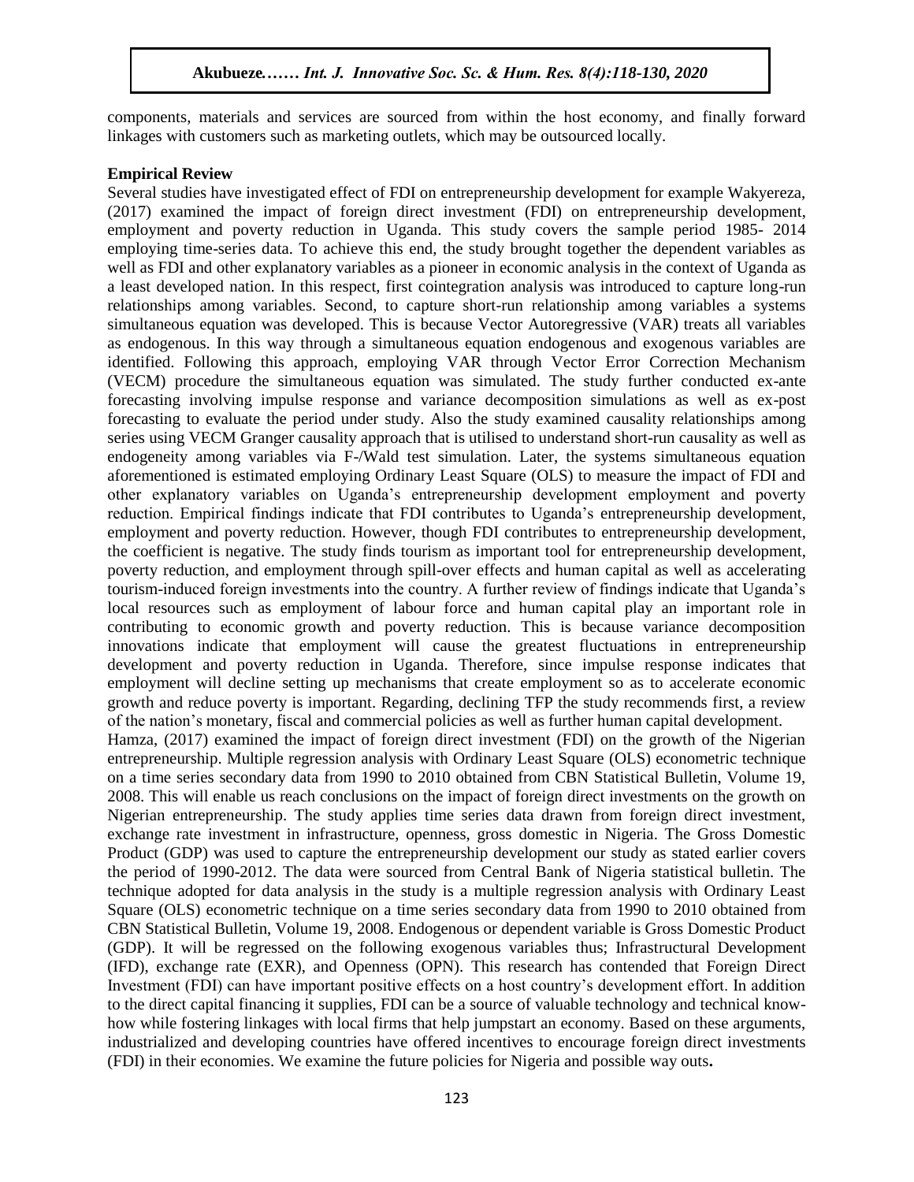components, materials and services are sourced from within the host economy, and finally forward linkages with customers such as marketing outlets, which may be outsourced locally.

**Empirical Review**

Several studies have investigated effect of FDI on entrepreneurship development for example Wakyereza, (2017) examined the impact of foreign direct investment (FDI) on entrepreneurship development, employment and poverty reduction in Uganda. This study covers the sample period 1985- 2014 employing time-series data. To achieve this end, the study brought together the dependent variables as well as FDI and other explanatory variables as a pioneer in economic analysis in the context of Uganda as a least developed nation. In this respect, first cointegration analysis was introduced to capture long-run relationships among variables. Second, to capture short-run relationship among variables a systems simultaneous equation was developed. This is because Vector Autoregressive (VAR) treats all variables as endogenous. In this way through a simultaneous equation endogenous and exogenous variables are identified. Following this approach, employing VAR through Vector Error Correction Mechanism (VECM) procedure the simultaneous equation was simulated. The study further conducted ex-ante forecasting involving impulse response and variance decomposition simulations as well as ex-post forecasting to evaluate the period under study. Also the study examined causality relationships among series using VECM Granger causality approach that is utilised to understand short-run causality as well as endogeneity among variables via F-/Wald test simulation. Later, the systems simultaneous equation aforementioned is estimated employing Ordinary Least Square (OLS) to measure the impact of FDI and other explanatory variables on Uganda's entrepreneurship development employment and poverty reduction. Empirical findings indicate that FDI contributes to Uganda's entrepreneurship development, employment and poverty reduction. However, though FDI contributes to entrepreneurship development, the coefficient is negative. The study finds tourism as important tool for entrepreneurship development, poverty reduction, and employment through spill-over effects and human capital as well as accelerating tourism-induced foreign investments into the country. A further review of findings indicate that Uganda's local resources such as employment of labour force and human capital play an important role in contributing to economic growth and poverty reduction. This is because variance decomposition innovations indicate that employment will cause the greatest fluctuations in entrepreneurship development and poverty reduction in Uganda. Therefore, since impulse response indicates that employment will decline setting up mechanisms that create employment so as to accelerate economic growth and reduce poverty is important. Regarding, declining TFP the study recommends first, a review of the nation's monetary, fiscal and commercial policies as well as further human capital development.

Hamza, (2017) examined the impact of foreign direct investment (FDI) on the growth of the Nigerian entrepreneurship. Multiple regression analysis with Ordinary Least Square (OLS) econometric technique on a time series secondary data from 1990 to 2010 obtained from CBN Statistical Bulletin, Volume 19, 2008. This will enable us reach conclusions on the impact of foreign direct investments on the growth on Nigerian entrepreneurship. The study applies time series data drawn from foreign direct investment, exchange rate investment in infrastructure, openness, gross domestic in Nigeria. The Gross Domestic Product (GDP) was used to capture the entrepreneurship development our study as stated earlier covers the period of 1990-2012. The data were sourced from Central Bank of Nigeria statistical bulletin. The technique adopted for data analysis in the study is a multiple regression analysis with Ordinary Least Square (OLS) econometric technique on a time series secondary data from 1990 to 2010 obtained from CBN Statistical Bulletin, Volume 19, 2008. Endogenous or dependent variable is Gross Domestic Product (GDP). It will be regressed on the following exogenous variables thus; Infrastructural Development (IFD), exchange rate (EXR), and Openness (OPN). This research has contended that Foreign Direct Investment (FDI) can have important positive effects on a host country's development effort. In addition to the direct capital financing it supplies, FDI can be a source of valuable technology and technical know-how while fostering linkages with local firms that help jumpstart an economy. Based on these arguments, industrialized and developing countries have offered incentives to encourage foreign direct investments (FDI) in their economies. We examine the future policies for Nigeria and possible way outs.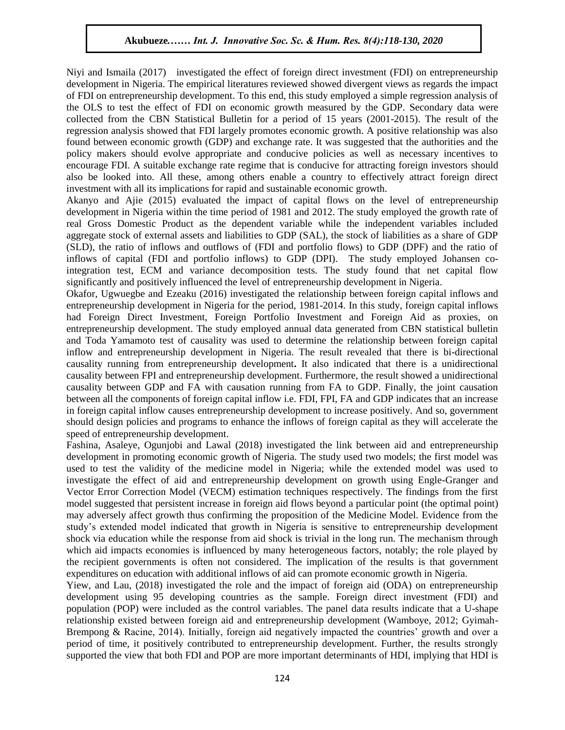Niyi and Ismaila (2017) investigated the effect of foreign direct investment (FDI) on entrepreneurship development in Nigeria. The empirical literatures reviewed showed divergent views as regards the impact of FDI on entrepreneurship development. To this end, this study employed a simple regression analysis of the OLS to test the effect of FDI on economic growth measured by the GDP. Secondary data were collected from the CBN Statistical Bulletin for a period of 15 years (2001-2015). The result of the regression analysis showed that FDI largely promotes economic growth. A positive relationship was also found between economic growth (GDP) and exchange rate. It was suggested that the authorities and the policy makers should evolve appropriate and conducive policies as well as necessary incentives to encourage FDI. A suitable exchange rate regime that is conducive for attracting foreign investors should also be looked into. All these, among others enable a country to effectively attract foreign direct investment with all its implications for rapid and sustainable economic growth.

Akanyo and Ajie (2015) evaluated the impact of capital flows on the level of entrepreneurship development in Nigeria within the time period of 1981 and 2012. The study employed the growth rate of real Gross Domestic Product as the dependent variable while the independent variables included aggregate stock of external assets and liabilities to GDP (SAL), the stock of liabilities as a share of GDP (SLD), the ratio of inflows and outflows of (FDI and portfolio flows) to GDP (DPF) and the ratio of inflows of capital (FDI and portfolio inflows) to GDP (DPI). The study employed Johansen co-integration test, ECM and variance decomposition tests. The study found that net capital flow significantly and positively influenced the level of entrepreneurship development in Nigeria.

Okafor, Ugwuegbe and Ezeaku (2016) investigated the relationship between foreign capital inflows and entrepreneurship development in Nigeria for the period, 1981-2014. In this study, foreign capital inflows had Foreign Direct Investment, Foreign Portfolio Investment and Foreign Aid as proxies, on entrepreneurship development. The study employed annual data generated from CBN statistical bulletin and Toda Yamamoto test of causality was used to determine the relationship between foreign capital inflow and entrepreneurship development in Nigeria. The result revealed that there is bi-directional causality running from entrepreneurship development**.** It also indicated that there is a unidirectional causality between FPI and entrepreneurship development. Furthermore, the result showed a unidirectional causality between GDP and FA with causation running from FA to GDP. Finally, the joint causation between all the components of foreign capital inflow i.e. FDI, FPI, FA and GDP indicates that an increase in foreign capital inflow causes entrepreneurship development to increase positively. And so, government should design policies and programs to enhance the inflows of foreign capital as they will accelerate the speed of entrepreneurship development.

Fashina, Asaleye, Ogunjobi and Lawal (2018) investigated the link between aid and entrepreneurship development in promoting economic growth of Nigeria. The study used two models; the first model was used to test the validity of the medicine model in Nigeria; while the extended model was used to investigate the effect of aid and entrepreneurship development on growth using Engle-Granger and Vector Error Correction Model (VECM) estimation techniques respectively. The findings from the first model suggested that persistent increase in foreign aid flows beyond a particular point (the optimal point) may adversely affect growth thus confirming the proposition of the Medicine Model. Evidence from the study's extended model indicated that growth in Nigeria is sensitive to entrepreneurship development shock via education while the response from aid shock is trivial in the long run. The mechanism through which aid impacts economies is influenced by many heterogeneous factors, notably; the role played by the recipient governments is often not considered. The implication of the results is that government expenditures on education with additional inflows of aid can promote economic growth in Nigeria.

Yiew, and Lau, (2018) investigated the role and the impact of foreign aid (ODA) on entrepreneurship development using 95 developing countries as the sample. Foreign direct investment (FDI) and population (POP) were included as the control variables. The panel data results indicate that a U-shape relationship existed between foreign aid and entrepreneurship development (Wamboye, 2012; Gyimah-Brempong & Racine, 2014). Initially, foreign aid negatively impacted the countries' growth and over a period of time, it positively contributed to entrepreneurship development. Further, the results strongly supported the view that both FDI and POP are more important determinants of HDI, implying that HDI is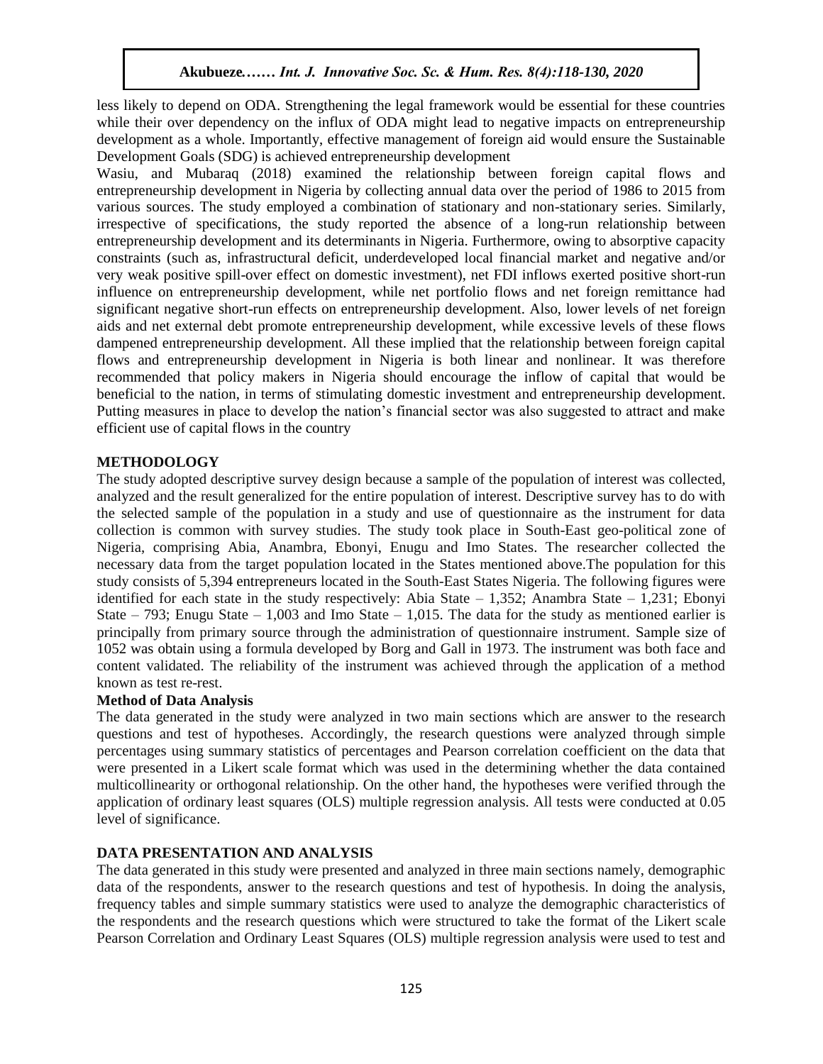less likely to depend on ODA. Strengthening the legal framework would be essential for these countries while their over dependency on the influx of ODA might lead to negative impacts on entrepreneurship development as a whole. Importantly, effective management of foreign aid would ensure the Sustainable Development Goals (SDG) is achieved entrepreneurship development

Wasiu, and Mubaraq (2018) examined the relationship between foreign capital flows and entrepreneurship development in Nigeria by collecting annual data over the period of 1986 to 2015 from various sources. The study employed a combination of stationary and non-stationary series. Similarly, irrespective of specifications, the study reported the absence of a long-run relationship between entrepreneurship development and its determinants in Nigeria. Furthermore, owing to absorptive capacity constraints (such as, infrastructural deficit, underdeveloped local financial market and negative and/or very weak positive spill-over effect on domestic investment), net FDI inflows exerted positive short-run influence on entrepreneurship development, while net portfolio flows and net foreign remittance had significant negative short-run effects on entrepreneurship development. Also, lower levels of net foreign aids and net external debt promote entrepreneurship development, while excessive levels of these flows dampened entrepreneurship development. All these implied that the relationship between foreign capital flows and entrepreneurship development in Nigeria is both linear and nonlinear. It was therefore recommended that policy makers in Nigeria should encourage the inflow of capital that would be beneficial to the nation, in terms of stimulating domestic investment and entrepreneurship development. Putting measures in place to develop the nation's financial sector was also suggested to attract and make efficient use of capital flows in the country

## METHODOLOGY

The study adopted descriptive survey design because a sample of the population of interest was collected, analyzed and the result generalized for the entire population of interest. Descriptive survey has to do with the selected sample of the population in a study and use of questionnaire as the instrument for data collection is common with survey studies. The study took place in South-East geo-political zone of Nigeria, comprising Abia, Anambra, Ebonyi, Enugu and Imo States. The researcher collected the necessary data from the target population located in the States mentioned above.The population for this study consists of 5,394 entrepreneurs located in the South-East States Nigeria. The following figures were identified for each state in the study respectively: Abia State – 1,352; Anambra State – 1,231; Ebonyi State – 793; Enugu State – 1,003 and Imo State – 1,015. The data for the study as mentioned earlier is principally from primary source through the administration of questionnaire instrument. Sample size of 1052 was obtain using a formula developed by Borg and Gall in 1973. The instrument was both face and content validated. The reliability of the instrument was achieved through the application of a method known as test re-rest.

### Method of Data Analysis

The data generated in the study were analyzed in two main sections which are answer to the research questions and test of hypotheses. Accordingly, the research questions were analyzed through simple percentages using summary statistics of percentages and Pearson correlation coefficient on the data that were presented in a Likert scale format which was used in the determining whether the data contained multicollinearity or orthogonal relationship. On the other hand, the hypotheses were verified through the application of ordinary least squares (OLS) multiple regression analysis. All tests were conducted at 0.05 level of significance.

## DATA PRESENTATION AND ANALYSIS

The data generated in this study were presented and analyzed in three main sections namely, demographic data of the respondents, answer to the research questions and test of hypothesis. In doing the analysis, frequency tables and simple summary statistics were used to analyze the demographic characteristics of the respondents and the research questions which were structured to take the format of the Likert scale Pearson Correlation and Ordinary Least Squares (OLS) multiple regression analysis were used to test and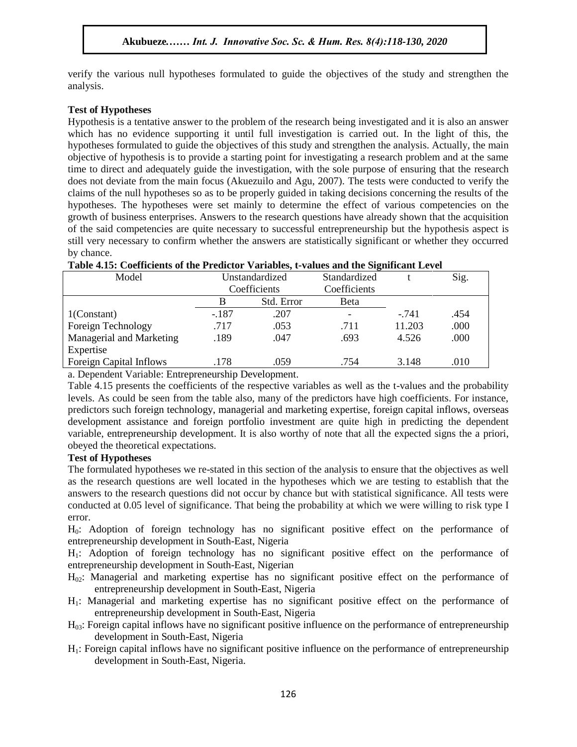verify the various null hypotheses formulated to guide the objectives of the study and strengthen the analysis.

**Test of Hypotheses**

Hypothesis is a tentative answer to the problem of the research being investigated and it is also an answer which has no evidence supporting it until full investigation is carried out. In the light of this, the hypotheses formulated to guide the objectives of this study and strengthen the analysis. Actually, the main objective of hypothesis is to provide a starting point for investigating a research problem and at the same time to direct and adequately guide the investigation, with the sole purpose of ensuring that the research does not deviate from the main focus (Akuezuilo and Agu, 2007). The tests were conducted to verify the claims of the null hypotheses so as to be properly guided in taking decisions concerning the results of the hypotheses. The hypotheses were set mainly to determine the effect of various competencies on the growth of business enterprises. Answers to the research questions have already shown that the acquisition of the said competencies are quite necessary to successful entrepreneurship but the hypothesis aspect is still very necessary to confirm whether the answers are statistically significant or whether they occurred by chance.

**Table 4.15: Coefficients of the Predictor Variables, t-values and the Significant Level**

| Model | Unstandardized Coefficients | | Standardized Coefficients | t | Sig. |
|---|---|---|---|---|---|
| | B | Std. Error | Beta | | |
| 1(Constant) | -.187 | .207 | - | -.741 | .454 |
| Foreign Technology | .717 | .053 | .711 | 11.203 | .000 |
| Managerial and Marketing Expertise | .189 | .047 | .693 | 4.526 | .000 |
| Foreign Capital Inflows | .178 | .059 | .754 | 3.148 | .010 |

a. Dependent Variable: Entrepreneurship Development.

Table 4.15 presents the coefficients of the respective variables as well as the t-values and the probability levels. As could be seen from the table also, many of the predictors have high coefficients. For instance, predictors such foreign technology, managerial and marketing expertise, foreign capital inflows, overseas development assistance and foreign portfolio investment are quite high in predicting the dependent variable, entrepreneurship development. It is also worthy of note that all the expected signs the a priori, obeyed the theoretical expectations.

**Test of Hypotheses**

The formulated hypotheses we re-stated in this section of the analysis to ensure that the objectives as well as the research questions are well located in the hypotheses which we are testing to establish that the answers to the research questions did not occur by chance but with statistical significance. All tests were conducted at 0.05 level of significance. That being the probability at which we were willing to risk type I error.

$H_0$: Adoption of foreign technology has no significant positive effect on the performance of entrepreneurship development in South-East, Nigeria

$H_1$: Adoption of foreign technology has no significant positive effect on the performance of entrepreneurship development in South-East, Nigerian

$H_{02}$: Managerial and marketing expertise has no significant positive effect on the performance of entrepreneurship development in South-East, Nigeria

$H_1$: Managerial and marketing expertise has no significant positive effect on the performance of entrepreneurship development in South-East, Nigeria

$H_{03}$: Foreign capital inflows have no significant positive influence on the performance of entrepreneurship development in South-East, Nigeria

$H_1$: Foreign capital inflows have no significant positive influence on the performance of entrepreneurship development in South-East, Nigeria.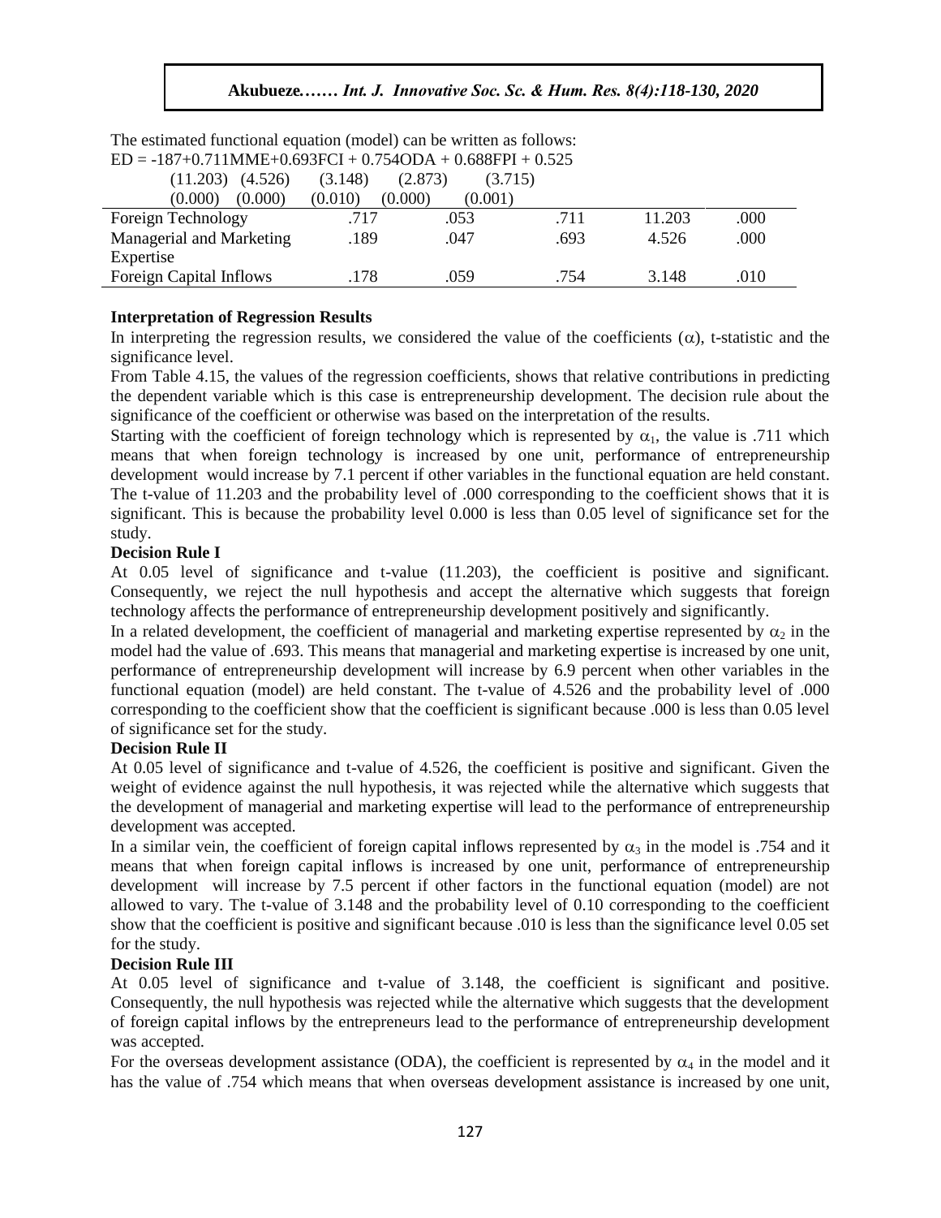The estimated functional equation (model) can be written as follows:

$$ED = -187+0.711MME+0.693FCI + 0.754ODA + 0.688FPI + 0.525$$

| (11.203) | (4.526) | (3.148) | (2.873) | (3.715) |
|---|---|---|---|---|
| (0.000) | (0.000) | (0.010) | (0.000) | (0.001) |

| | | | | | |
|---|---|---|---|---|---|
| Foreign Technology | .717 | .053 | .711 | 11.203 | .000 |
| Managerial and Marketing Expertise | .189 | .047 | .693 | 4.526 | .000 |
| Foreign Capital Inflows | .178 | .059 | .754 | 3.148 | .010 |

**Interpretation of Regression Results**

In interpreting the regression results, we considered the value of the coefficients ($\alpha$), t-statistic and the significance level.

From Table 4.15, the values of the regression coefficients, shows that relative contributions in predicting the dependent variable which is this case is entrepreneurship development. The decision rule about the significance of the coefficient or otherwise was based on the interpretation of the results.

Starting with the coefficient of foreign technology which is represented by $\alpha_1$, the value is .711 which means that when foreign technology is increased by one unit, performance of entrepreneurship development would increase by 7.1 percent if other variables in the functional equation are held constant. The t-value of 11.203 and the probability level of .000 corresponding to the coefficient shows that it is significant. This is because the probability level 0.000 is less than 0.05 level of significance set for the study.

**Decision Rule I**

At 0.05 level of significance and t-value (11.203), the coefficient is positive and significant. Consequently, we reject the null hypothesis and accept the alternative which suggests that foreign technology affects the performance of entrepreneurship development positively and significantly.

In a related development, the coefficient of managerial and marketing expertise represented by $\alpha_2$ in the model had the value of .693. This means that managerial and marketing expertise is increased by one unit, performance of entrepreneurship development will increase by 6.9 percent when other variables in the functional equation (model) are held constant. The t-value of 4.526 and the probability level of .000 corresponding to the coefficient show that the coefficient is significant because .000 is less than 0.05 level of significance set for the study.

**Decision Rule II**

At 0.05 level of significance and t-value of 4.526, the coefficient is positive and significant. Given the weight of evidence against the null hypothesis, it was rejected while the alternative which suggests that the development of managerial and marketing expertise will lead to the performance of entrepreneurship development was accepted.

In a similar vein, the coefficient of foreign capital inflows represented by $\alpha_3$ in the model is .754 and it means that when foreign capital inflows is increased by one unit, performance of entrepreneurship development will increase by 7.5 percent if other factors in the functional equation (model) are not allowed to vary. The t-value of 3.148 and the probability level of 0.10 corresponding to the coefficient show that the coefficient is positive and significant because .010 is less than the significance level 0.05 set for the study.

**Decision Rule III**

At 0.05 level of significance and t-value of 3.148, the coefficient is significant and positive. Consequently, the null hypothesis was rejected while the alternative which suggests that the development of foreign capital inflows by the entrepreneurs lead to the performance of entrepreneurship development was accepted.

For the overseas development assistance (ODA), the coefficient is represented by $\alpha_4$ in the model and it has the value of .754 which means that when overseas development assistance is increased by one unit,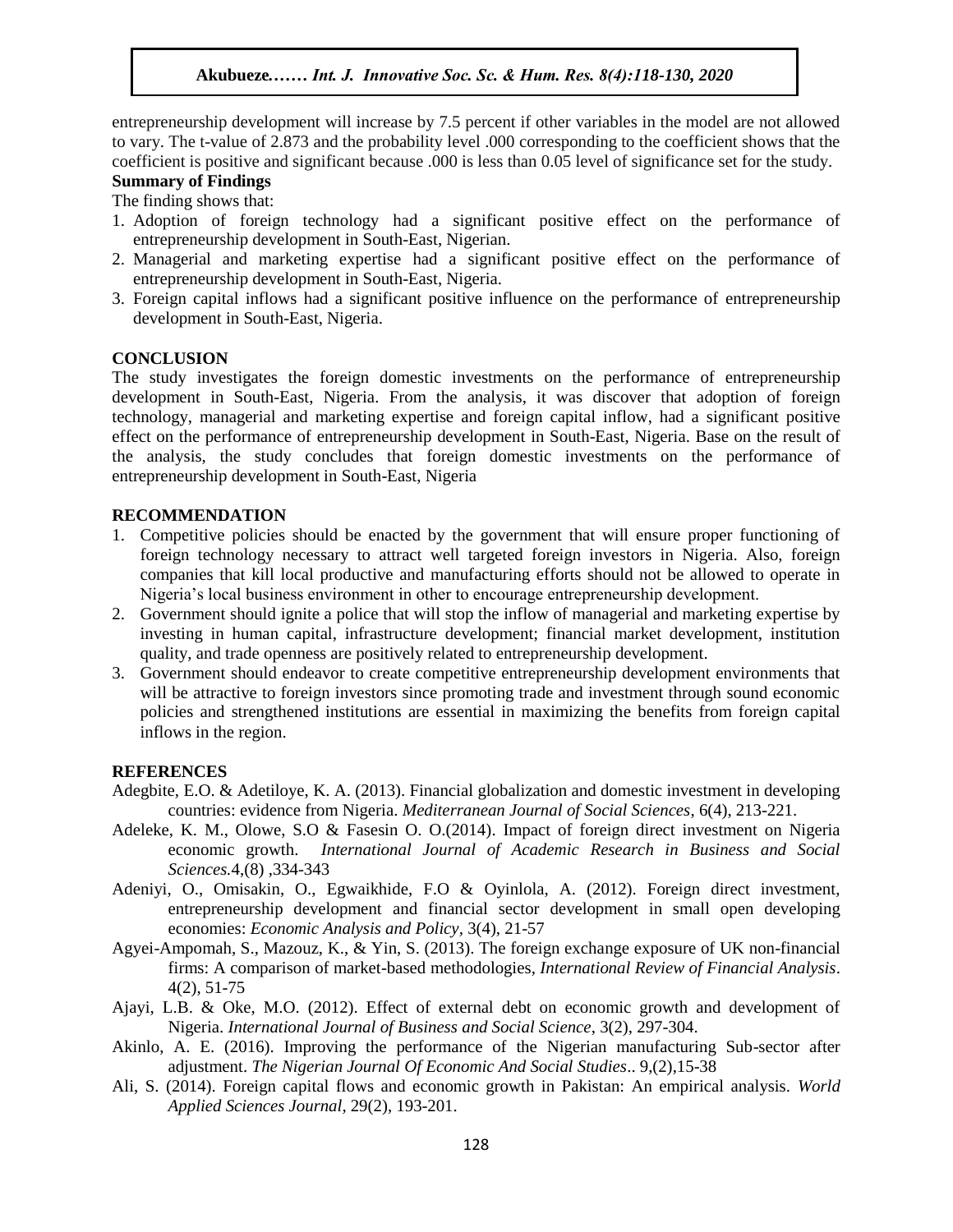entrepreneurship development will increase by 7.5 percent if other variables in the model are not allowed to vary. The t-value of 2.873 and the probability level .000 corresponding to the coefficient shows that the coefficient is positive and significant because .000 is less than 0.05 level of significance set for the study.

**Summary of Findings**

The finding shows that:

1. Adoption of foreign technology had a significant positive effect on the performance of entrepreneurship development in South-East, Nigerian.
2. Managerial and marketing expertise had a significant positive effect on the performance of entrepreneurship development in South-East, Nigeria.
3. Foreign capital inflows had a significant positive influence on the performance of entrepreneurship development in South-East, Nigeria.

## CONCLUSION

The study investigates the foreign domestic investments on the performance of entrepreneurship development in South-East, Nigeria. From the analysis, it was discover that adoption of foreign technology, managerial and marketing expertise and foreign capital inflow, had a significant positive effect on the performance of entrepreneurship development in South-East, Nigeria. Base on the result of the analysis, the study concludes that foreign domestic investments on the performance of entrepreneurship development in South-East, Nigeria

## RECOMMENDATION

1. Competitive policies should be enacted by the government that will ensure proper functioning of foreign technology necessary to attract well targeted foreign investors in Nigeria. Also, foreign companies that kill local productive and manufacturing efforts should not be allowed to operate in Nigeria's local business environment in other to encourage entrepreneurship development.
2. Government should ignite a police that will stop the inflow of managerial and marketing expertise by investing in human capital, infrastructure development; financial market development, institution quality, and trade openness are positively related to entrepreneurship development.
3. Government should endeavor to create competitive entrepreneurship development environments that will be attractive to foreign investors since promoting trade and investment through sound economic policies and strengthened institutions are essential in maximizing the benefits from foreign capital inflows in the region.

## REFERENCES

Adegbite, E.O. & Adetiloye, K. A. (2013). Financial globalization and domestic investment in developing countries: evidence from Nigeria. *Mediterranean Journal of Social Sciences*, 6(4), 213-221.

Adeleke, K. M., Olowe, S.O & Fasesin O. O.(2014). Impact of foreign direct investment on Nigeria economic growth. *International Journal of Academic Research in Business and Social Sciences.*4,(8) ,334-343

Adeniyi, O., Omisakin, O., Egwaikhide, F.O & Oyinlola, A. (2012). Foreign direct investment, entrepreneurship development and financial sector development in small open developing economies: *Economic Analysis and Policy*, 3(4), 21-57

Agyei-Ampomah, S., Mazouz, K., & Yin, S. (2013). The foreign exchange exposure of UK non-financial firms: A comparison of market-based methodologies, *International Review of Financial Analysis*. 4(2), 51-75

Ajayi, L.B. & Oke, M.O. (2012). Effect of external debt on economic growth and development of Nigeria. *International Journal of Business and Social Science*, 3(2), 297-304.

Akinlo, A. E. (2016). Improving the performance of the Nigerian manufacturing Sub-sector after adjustment. *The Nigerian Journal Of Economic And Social Studies*.. 9,(2),15-38

Ali, S. (2014). Foreign capital flows and economic growth in Pakistan: An empirical analysis. *World Applied Sciences Journal*, 29(2), 193-201.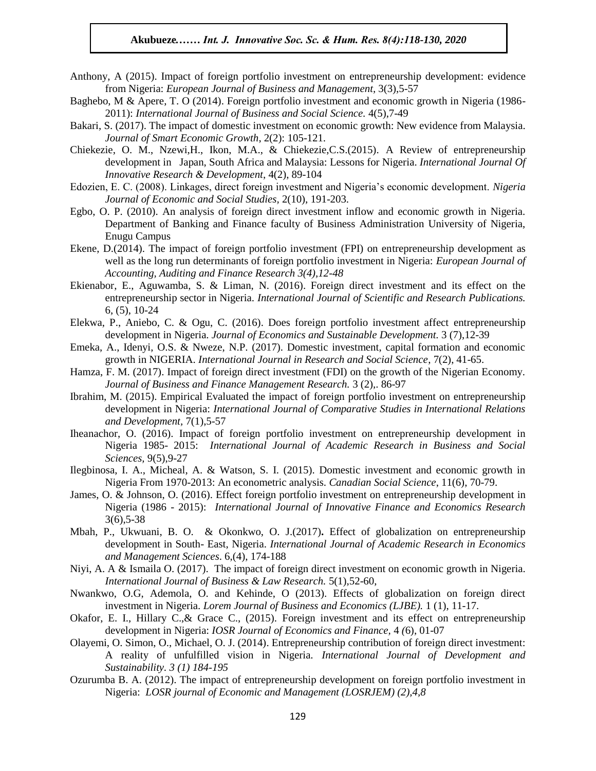Anthony, A (2015). Impact of foreign portfolio investment on entrepreneurship development: evidence from Nigeria: *European Journal of Business and Management,* 3(3),5-57

Baghebo, M & Apere, T. O (2014). Foreign portfolio investment and economic growth in Nigeria (1986-2011): *International Journal of Business and Social Science*. 4(5),7-49

Bakari, S. (2017). The impact of domestic investment on economic growth: New evidence from Malaysia. *Journal of Smart Economic Growth*, 2(2): 105-121.

Chiekezie, O. M., Nzewi,H., Ikon, M.A., & Chiekezie,C.S.(2015). A Review of entrepreneurship development in Japan, South Africa and Malaysia: Lessons for Nigeria. *International Journal Of Innovative Research & Development*, 4(2), 89-104

Edozien, E. C. (2008). Linkages, direct foreign investment and Nigeria's economic development. *Nigeria Journal of Economic and Social Studies,* 2(10), 191-203.

Egbo, O. P. (2010). An analysis of foreign direct investment inflow and economic growth in Nigeria. Department of Banking and Finance faculty of Business Administration University of Nigeria, Enugu Campus

Ekene, D.(2014). The impact of foreign portfolio investment (FPI) on entrepreneurship development as well as the long run determinants of foreign portfolio investment in Nigeria: *European Journal of Accounting, Auditing and Finance Research 3(4),12-48*

Ekienabor, E., Aguwamba, S. & Liman, N. (2016). Foreign direct investment and its effect on the entrepreneurship sector in Nigeria. *International Journal of Scientific and Research Publications.* 6, (5), 10-24

Elekwa, P., Aniebo, C. & Ogu, C. (2016). Does foreign portfolio investment affect entrepreneurship development in Nigeria. *Journal of Economics and Sustainable Development*. 3 (7),12-39

Emeka, A., Idenyi, O.S. & Nweze, N.P. (2017). Domestic investment, capital formation and economic growth in NIGERIA. *International Journal in Research and Social Science,* 7(2), 41-65.

Hamza, F. M. (2017). Impact of foreign direct investment (FDI) on the growth of the Nigerian Economy. *Journal of Business and Finance Management Research.* 3 (2),. 86-97

Ibrahim, M. (2015). Empirical Evaluated the impact of foreign portfolio investment on entrepreneurship development in Nigeria: *International Journal of Comparative Studies in International Relations and Development*, 7(1),5-57

Iheanachor, O. (2016). Impact of foreign portfolio investment on entrepreneurship development in Nigeria 1985- 2015: *International Journal of Academic Research in Business and Social Sciences*, 9(5),9-27

Ilegbinosa, I. A., Micheal, A. & Watson, S. I. (2015). Domestic investment and economic growth in Nigeria From 1970-2013: An econometric analysis. *Canadian Social Science*, 11(6), 70-79.

James, O. & Johnson, O. (2016). Effect foreign portfolio investment on entrepreneurship development in Nigeria (1986 - 2015): *International Journal of Innovative Finance and Economics Research* 3(6),5-38

Mbah, P., Ukwuani, B. O. & Okonkwo, O. J.(2017)**.** Effect of globalization on entrepreneurship development in South- East, Nigeria. *International Journal of Academic Research in Economics and Management Sciences*. 6,(4), 174-188

Niyi, A. A & Ismaila O. (2017). The impact of foreign direct investment on economic growth in Nigeria. *International Journal of Business & Law Research.* 5(1),52-60,

Nwankwo, O.G, Ademola, O. and Kehinde, O (2013). Effects of globalization on foreign direct investment in Nigeria. *Lorem Journal of Business and Economics (LJBE).* 1 (1), 11-17.

Okafor, E. I., Hillary C.,& Grace C., (2015). Foreign investment and its effect on entrepreneurship development in Nigeria: *IOSR Journal of Economics and Finance,* 4 *(*6), 01-07

Olayemi, O. Simon, O., Michael, O. J. (2014). Entrepreneurship contribution of foreign direct investment: A reality of unfulfilled vision in Nigeria. *International Journal of Development and Sustainability. 3 (1) 184-195*

Ozurumba B. A. (2012). The impact of entrepreneurship development on foreign portfolio investment in Nigeria: *LOSR journal of Economic and Management (LOSRJEM) (2),4,8*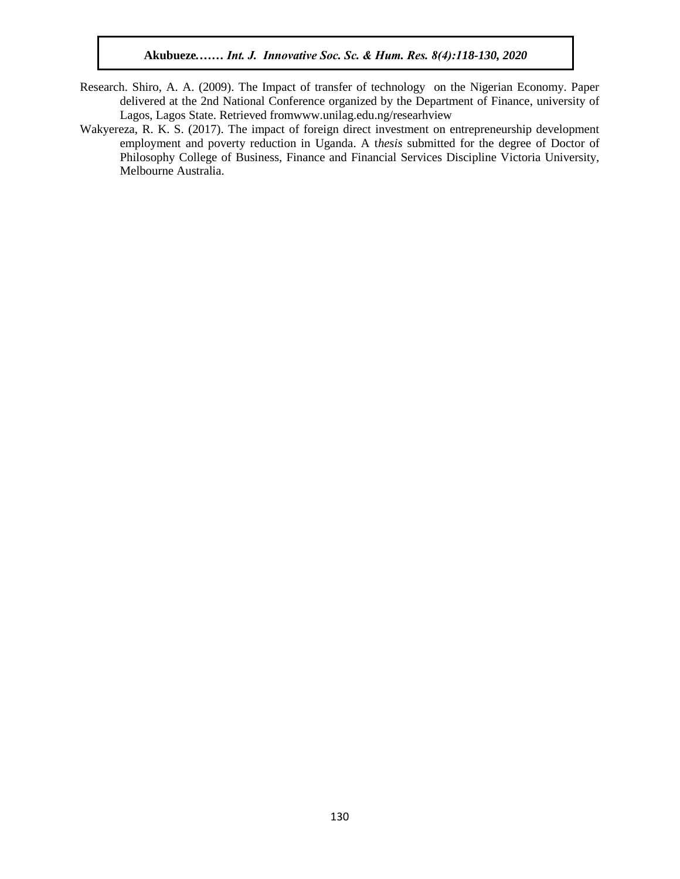Research. Shiro, A. A. (2009). The Impact of transfer of technology on the Nigerian Economy. Paper delivered at the 2nd National Conference organized by the Department of Finance, university of Lagos, Lagos State. Retrieved fromwww.unilag.edu.ng/researhview

Wakyereza, R. K. S. (2017). The impact of foreign direct investment on entrepreneurship development employment and poverty reduction in Uganda. A t*hesis* submitted for the degree of Doctor of Philosophy College of Business, Finance and Financial Services Discipline Victoria University, Melbourne Australia.